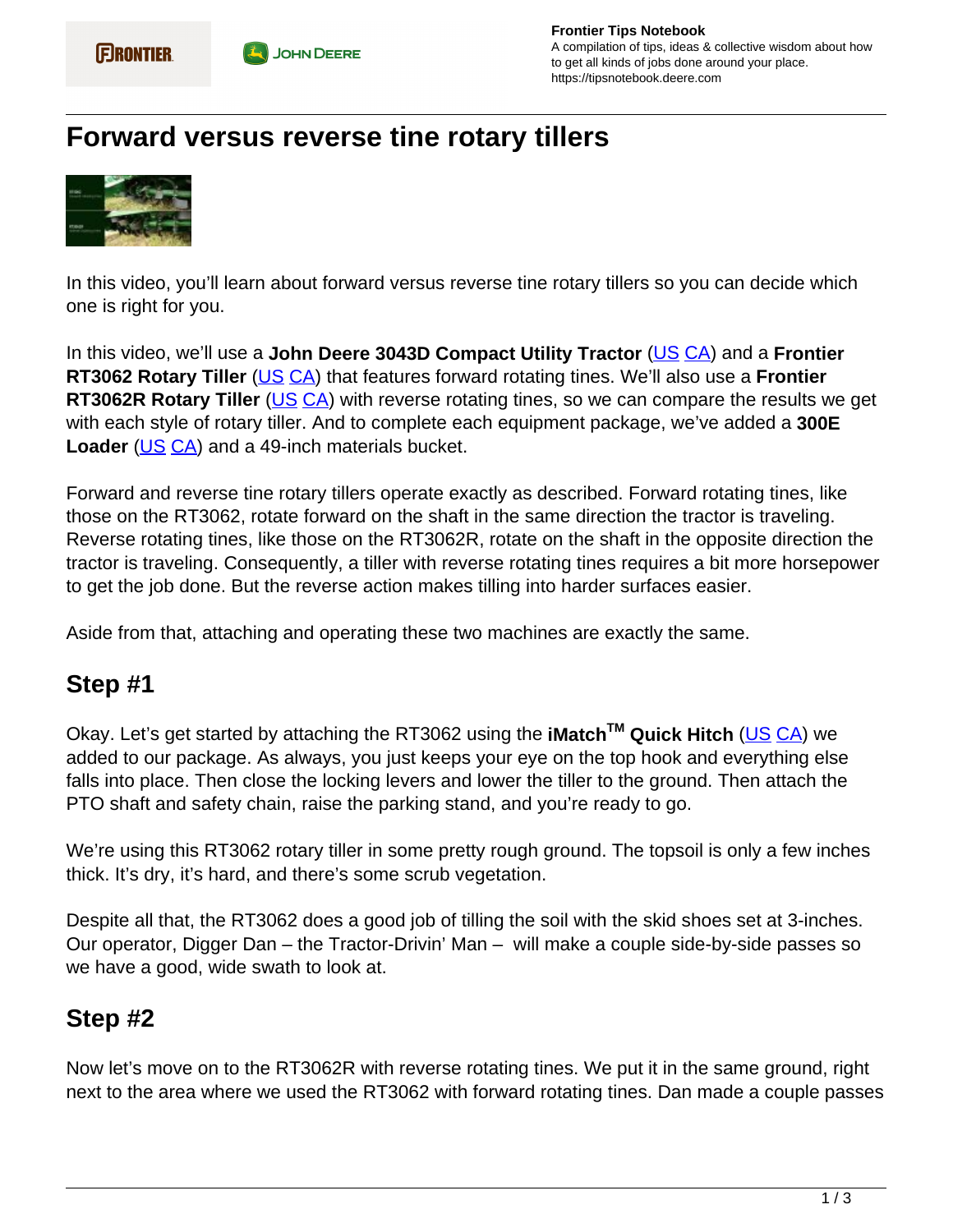# Forward versus reverse tine rotary tillers

In this video, you'll learn about forward versus reverse tine rotary tillers so you can decide which one is right for you.

In this video, we'll use a **John Deere 3043D Compact Utility Tractor** (US CA) and a **Frontier RT3062 Rotary Tiller** (US CA) that features forward rotating tines. We'll also use a **Frontier RT3062R Rotary Tiller** (US CA) with reverse rotating tines, so we can compare the results we get with each style of rotary tiller. And to complete each equipment package, we've added a **300E Loader** (US CA) and a 49-inch materials bucket.

Forward and reverse tine rotary tillers operate exactly as described. Forward rotating tines, like those on the RT3062, rotate forward on the shaft in the same direction the tractor is traveling. Reverse rotating tines, like those on the RT3062R, rotate on the shaft in the opposite direction the tractor is traveling. Consequently, a tiller with reverse rotating tines requires a bit more horsepower to get the job done. But the reverse action makes tilling into harder surfaces easier.

Aside from that, attaching and operating these two machines are exactly the same.

## Step #1

Okay. Let's get started by attaching the RT3062 using the **iMatch™ Quick Hitch** (US CA) we added to our package. As always, you just keeps your eye on the top hook and everything else falls into place. Then close the locking levers and lower the tiller to the ground. Then attach the PTO shaft and safety chain, raise the parking stand, and you're ready to go.

We're using this RT3062 rotary tiller in some pretty rough ground. The topsoil is only a few inches thick. It's dry, it's hard, and there's some scrub vegetation.

Despite all that, the RT3062 does a good job of tilling the soil with the skid shoes set at 3-inches. Our operator, Digger Dan – the Tractor-Drivin' Man – will make a couple side-by-side passes so we have a good, wide swath to look at.

## Step #2

Now let's move on to the RT3062R with reverse rotating tines. We put it in the same ground, right next to the area where we used the RT3062 with forward rotating tines. Dan made a couple passes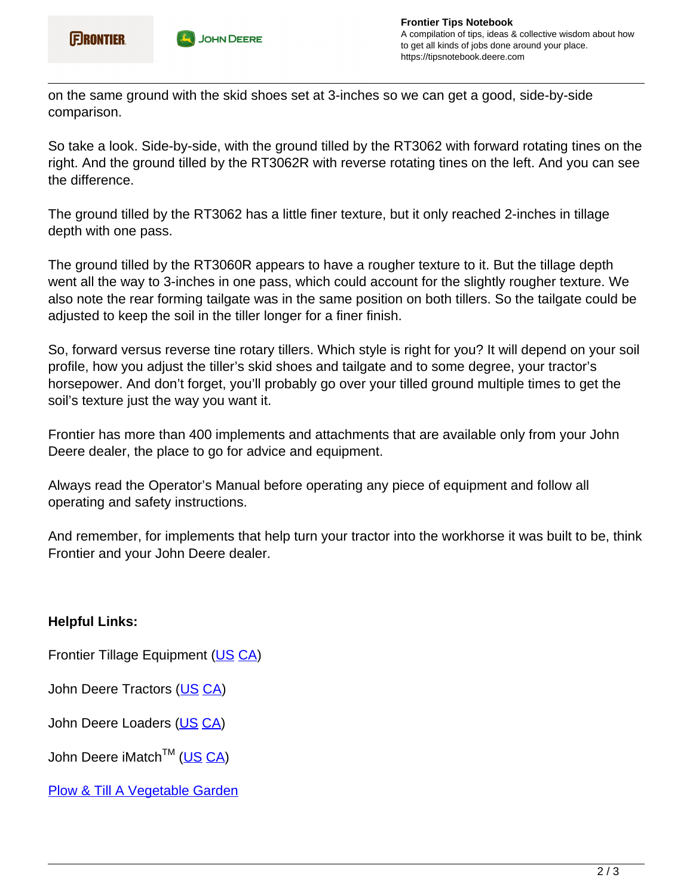on the same ground with the skid shoes set at 3-inches so we can get a good, side-by-side comparison.

So take a look. Side-by-side, with the ground tilled by the RT3062 with forward rotating tines on the right. And the ground tilled by the RT3062R with reverse rotating tines on the left. And you can see the difference.

The ground tilled by the RT3062 has a little finer texture, but it only reached 2-inches in tillage depth with one pass.

The ground tilled by the RT3060R appears to have a rougher texture to it. But the tillage depth went all the way to 3-inches in one pass, which could account for the slightly rougher texture. We also note the rear forming tailgate was in the same position on both tillers. So the tailgate could be adjusted to keep the soil in the tiller longer for a finer finish.

So, forward versus reverse tine rotary tillers. Which style is right for you? It will depend on your soil profile, how you adjust the tiller's skid shoes and tailgate and to some degree, your tractor's horsepower. And don't forget, you'll probably go over your tilled ground multiple times to get the soil's texture just the way you want it.

Frontier has more than 400 implements and attachments that are available only from your John Deere dealer, the place to go for advice and equipment.

Always read the Operator's Manual before operating any piece of equipment and follow all operating and safety instructions.

And remember, for implements that help turn your tractor into the workhorse it was built to be, think Frontier and your John Deere dealer.

**Helpful Links:**

Frontier Tillage Equipment (US CA)

John Deere Tractors (US CA)

John Deere Loaders (US CA)

John Deere iMatch™ (US CA)

Plow & Till A Vegetable Garden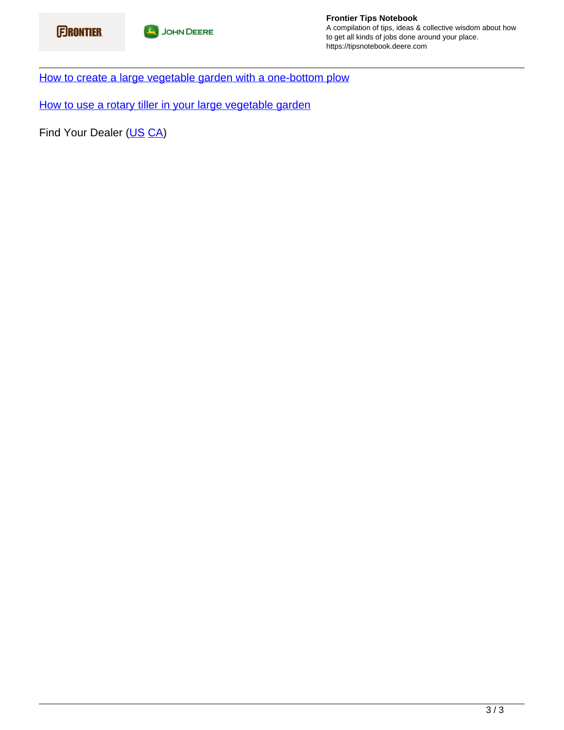How to create a large vegetable garden with a one-bottom plow

How to use a rotary tiller in your large vegetable garden

Find Your Dealer (US CA)